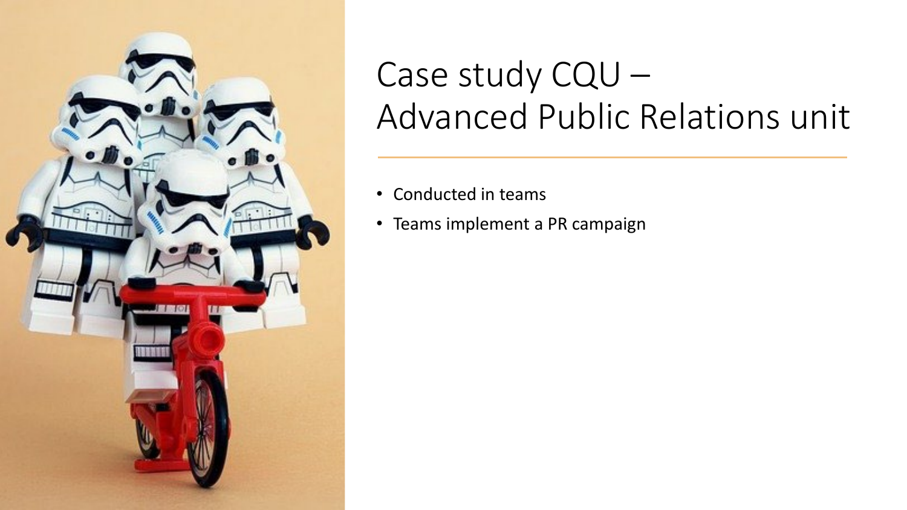# Case study CQU – Advanced Public Relations unit

- Conducted in teams
- Teams implement a PR campaign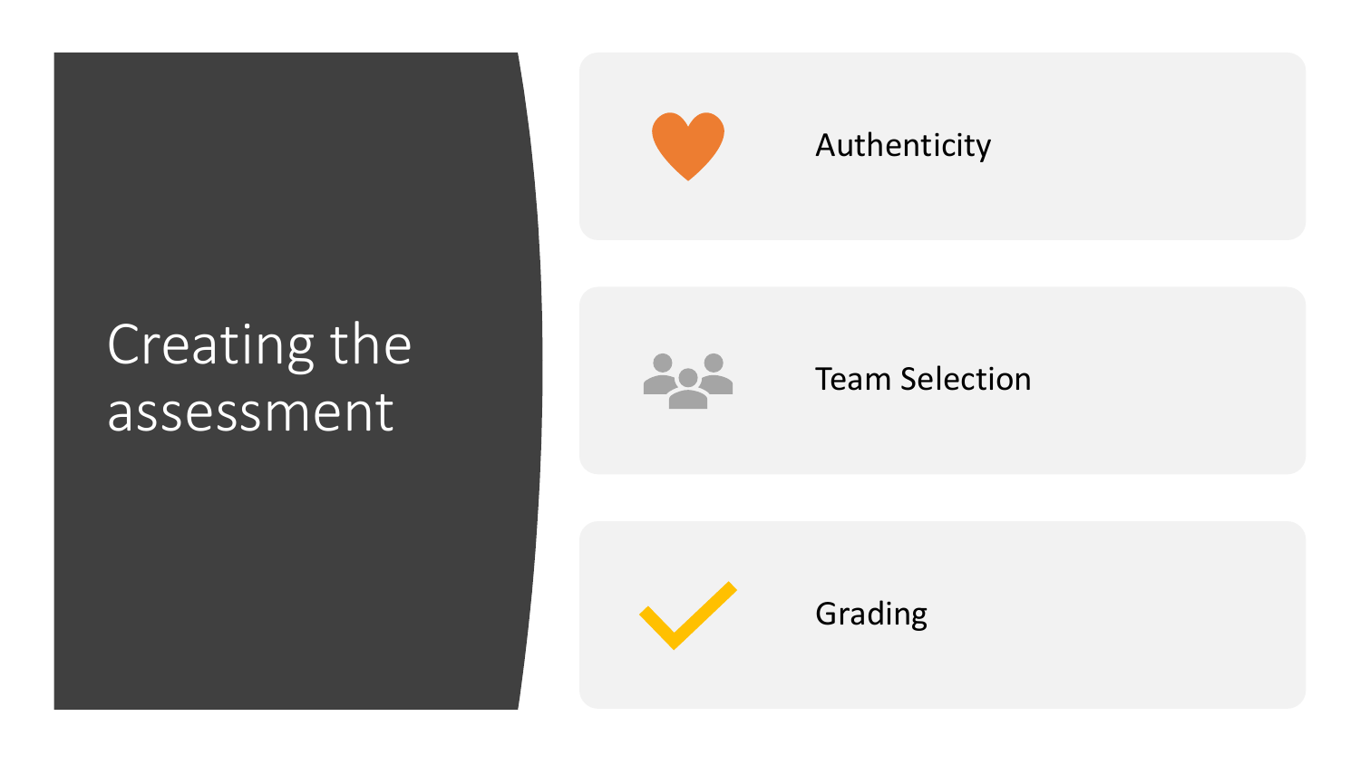# Creating the assessment

- Authenticity
- Team Selection
- Grading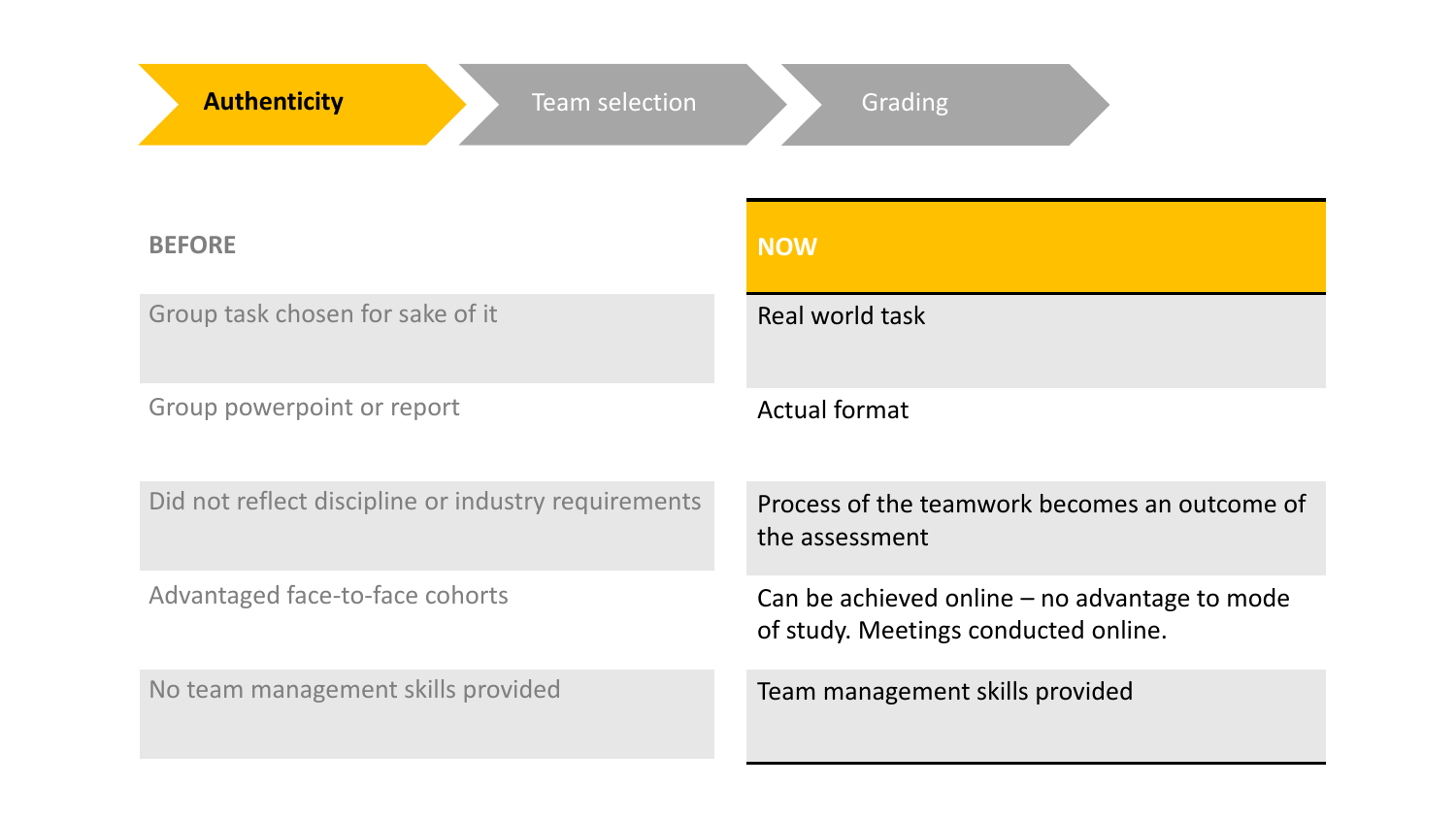**Authenticity** → Team selection → Grading

| BEFORE | NOW |
| --- | --- |
| Group task chosen for sake of it | Real world task |
| Group powerpoint or report | Actual format |
| Did not reflect discipline or industry requirements | Process of the teamwork becomes an outcome of the assessment |
| Advantaged face-to-face cohorts | Can be achieved online – no advantage to mode of study. Meetings conducted online. |
| No team management skills provided | Team management skills provided |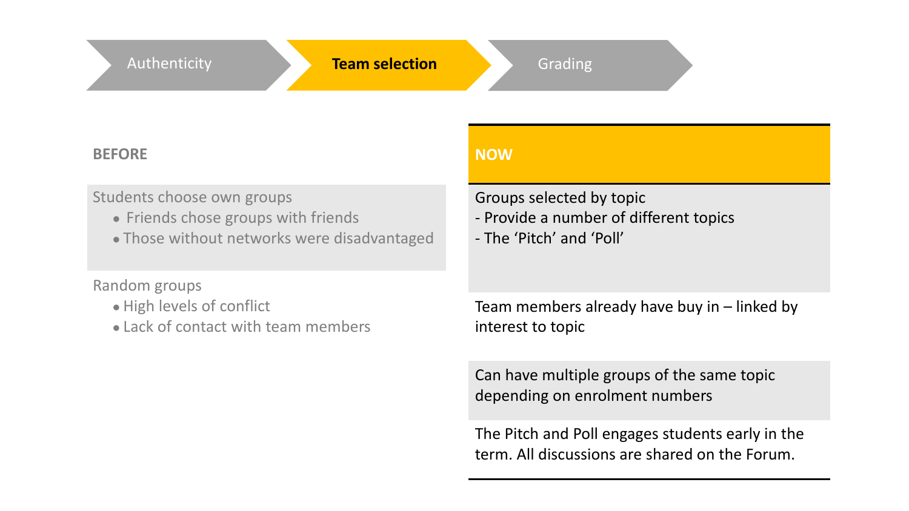Authenticity → **Team selection** → Grading

**BEFORE**

Students choose own groups

- Friends chose groups with friends
- Those without networks were disadvantaged

Random groups

- High levels of conflict
- Lack of contact with team members

**NOW**

Groups selected by topic

- Provide a number of different topics
- The 'Pitch' and 'Poll'

Team members already have buy in – linked by interest to topic

Can have multiple groups of the same topic depending on enrolment numbers

The Pitch and Poll engages students early in the term. All discussions are shared on the Forum.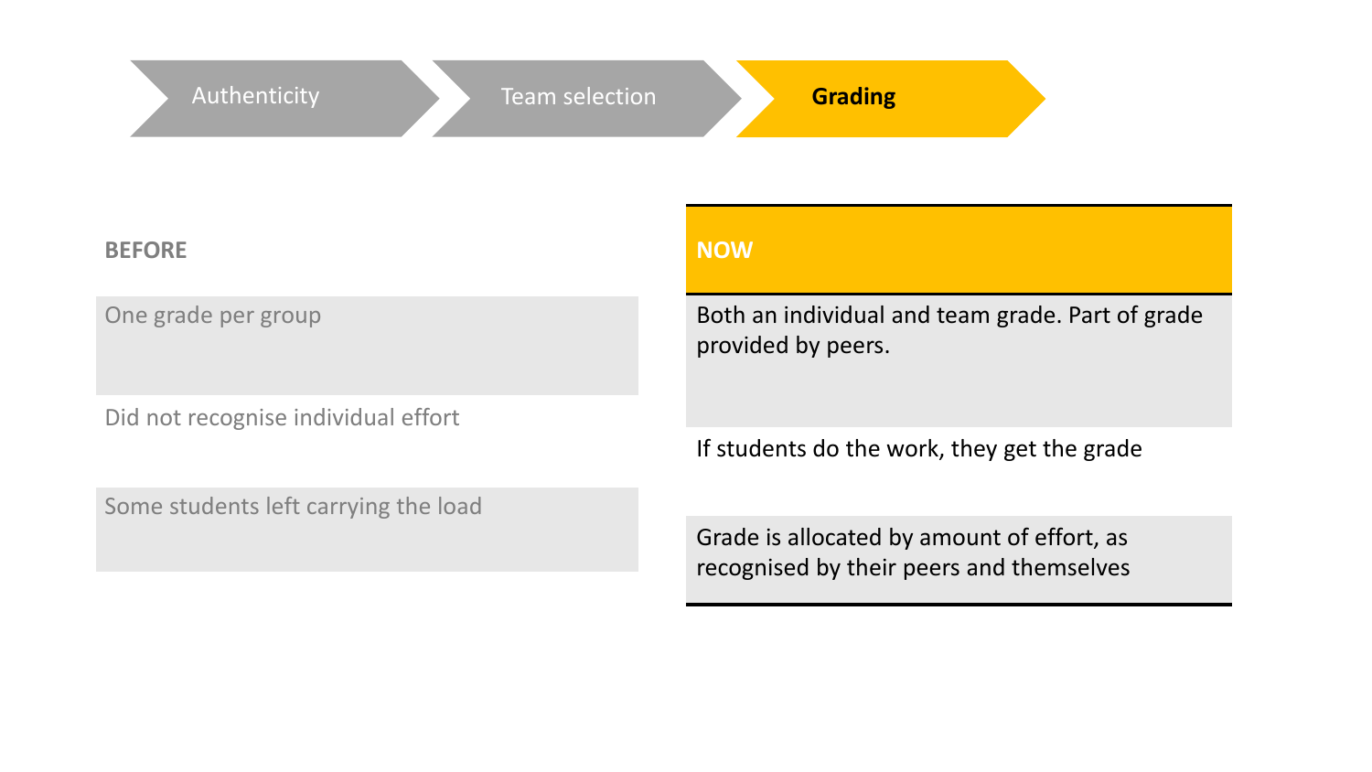Authenticity → Team selection → **Grading**

| BEFORE | NOW |
| --- | --- |
| One grade per group | Both an individual and team grade. Part of grade provided by peers. |
| Did not recognise individual effort | If students do the work, they get the grade |
| Some students left carrying the load | Grade is allocated by amount of effort, as recognised by their peers and themselves |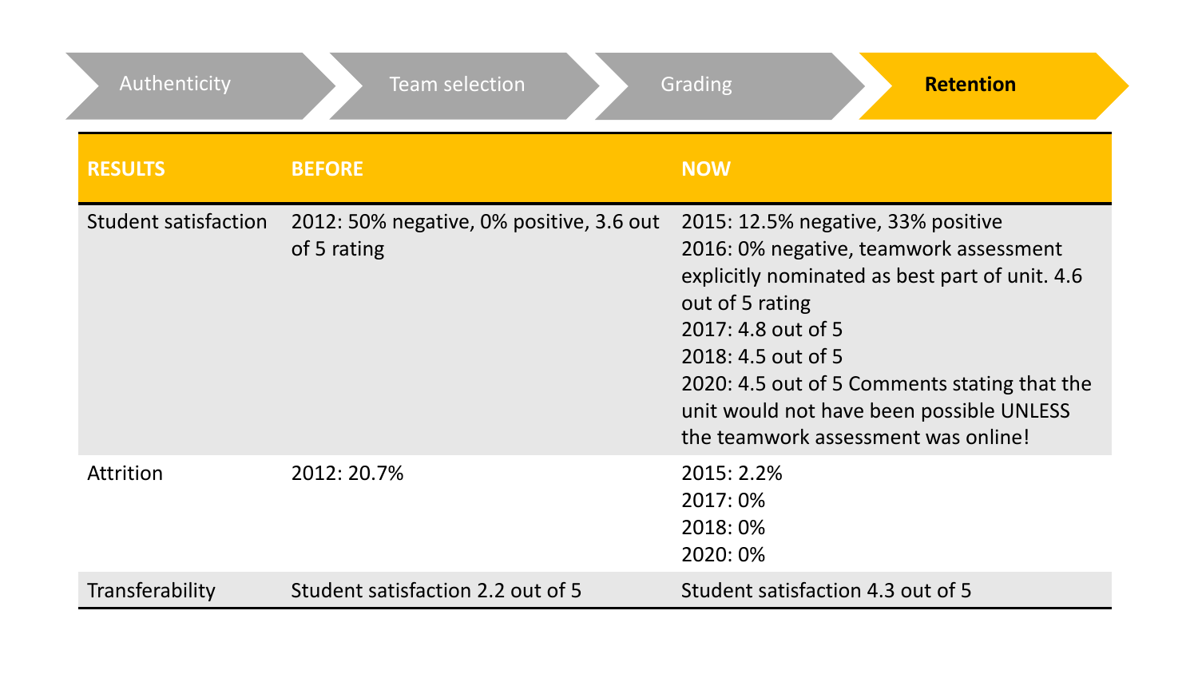Authenticity → Team selection → Grading → **Retention**

| RESULTS | BEFORE | NOW |
| --- | --- | --- |
| Student satisfaction | 2012: 50% negative, 0% positive, 3.6 out of 5 rating | 2015: 12.5% negative, 33% positive<br>2016: 0% negative, teamwork assessment explicitly nominated as best part of unit. 4.6 out of 5 rating<br>2017: 4.8 out of 5<br>2018: 4.5 out of 5<br>2020: 4.5 out of 5 Comments stating that the unit would not have been possible UNLESS the teamwork assessment was online! |
| Attrition | 2012: 20.7% | 2015: 2.2%<br>2017: 0%<br>2018: 0%<br>2020: 0% |
| Transferability | Student satisfaction 2.2 out of 5 | Student satisfaction 4.3 out of 5 |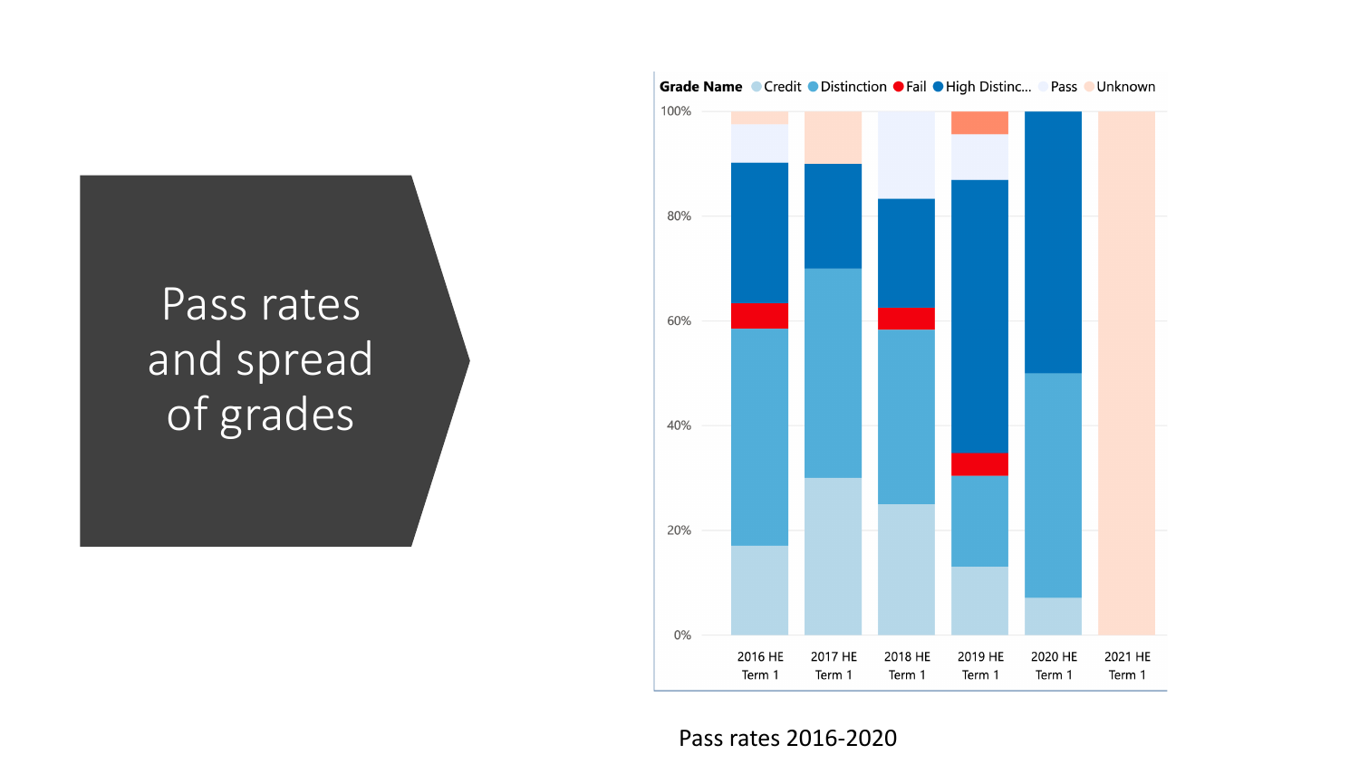# Pass rates and spread of grades

**Grade Name** Credit Distinction Fail High Distinc... Pass Unknown

100%
80%
60%
40%
20%
0%

2016 HE Term 1 | 2017 HE Term 1 | 2018 HE Term 1 | 2019 HE Term 1 | 2020 HE Term 1 | 2021 HE Term 1

Pass rates 2016-2020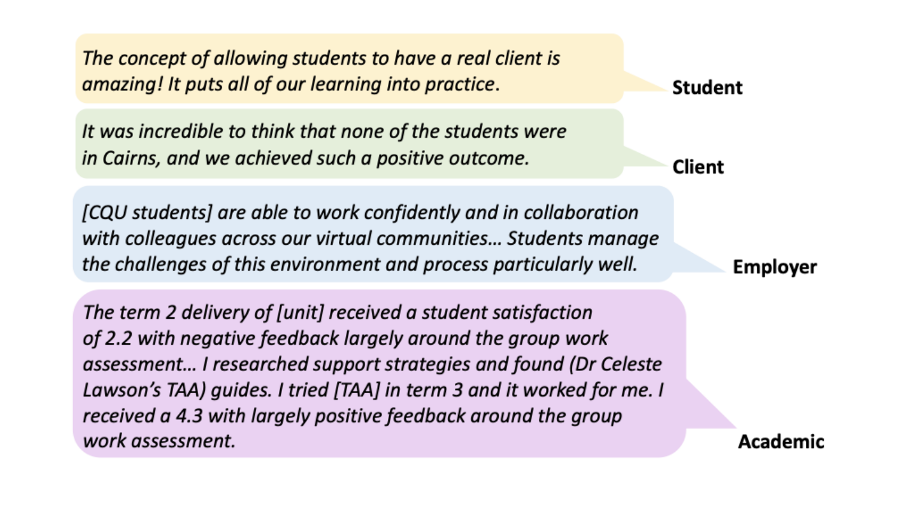*The concept of allowing students to have a real client is amazing! It puts all of our learning into practice.*

**Student**

*It was incredible to think that none of the students were in Cairns, and we achieved such a positive outcome.*

**Client**

*[CQU students] are able to work confidently and in collaboration with colleagues across our virtual communities… Students manage the challenges of this environment and process particularly well.*

**Employer**

*The term 2 delivery of [unit] received a student satisfaction of 2.2 with negative feedback largely around the group work assessment… I researched support strategies and found (Dr Celeste Lawson's TAA) guides. I tried [TAA] in term 3 and it worked for me. I received a 4.3 with largely positive feedback around the group work assessment.*

**Academic**